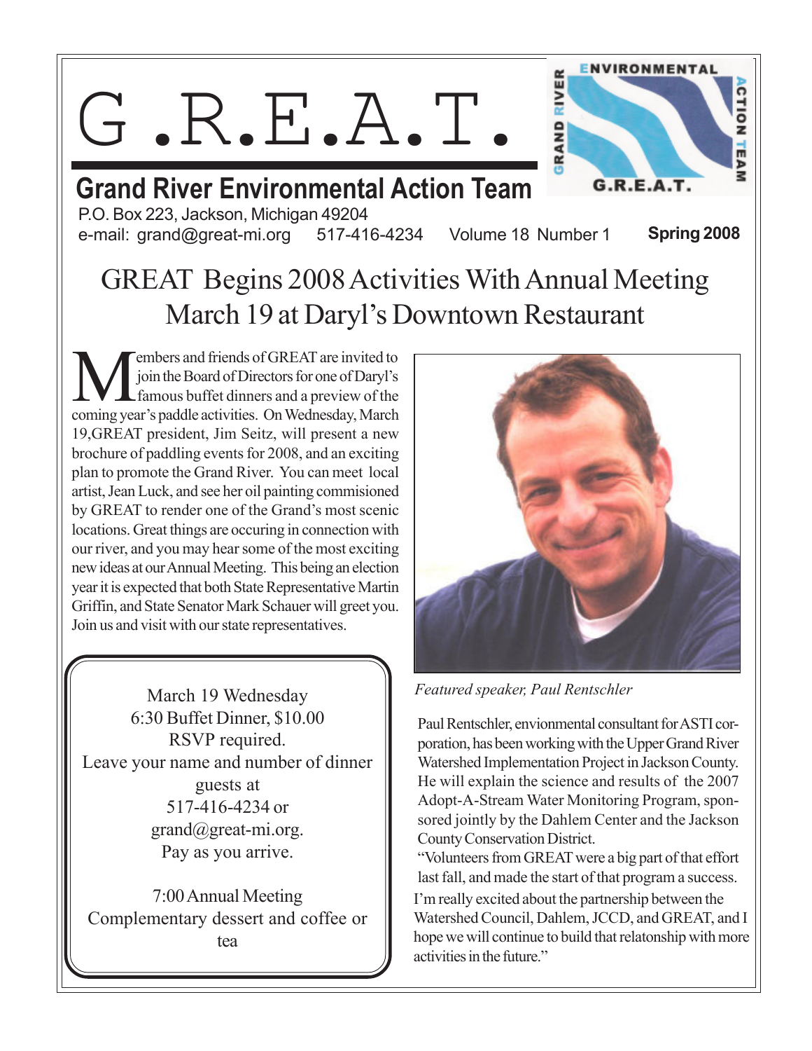# G.R.E.A.T.

## Grand River Environmental Action Team

P.O. Box 223, Jackson, Michigan 49204
e-mail: grand@great-mi.org 517-416-4234 Volume 18 Number 1 **Spring 2008**

# GREAT Begins 2008 Activities With Annual Meeting March 19 at Daryl's Downtown Restaurant

Members and friends of GREAT are invited to join the Board of Directors for one of Daryl's famous buffet dinners and a preview of the coming year's paddle activities. On Wednesday, March 19,GREAT president, Jim Seitz, will present a new brochure of paddling events for 2008, and an exciting plan to promote the Grand River. You can meet local artist, Jean Luck, and see her oil painting commisioned by GREAT to render one of the Grand's most scenic locations. Great things are occuring in connection with our river, and you may hear some of the most exciting new ideas at our Annual Meeting. This being an election year it is expected that both State Representative Martin Griffin, and State Senator Mark Schauer will greet you. Join us and visit with our state representatives.

March 19 Wednesday
6:30 Buffet Dinner, $10.00
RSVP required.
Leave your name and number of dinner guests at
517-416-4234 or
grand@great-mi.org.
Pay as you arrive.

7:00 Annual Meeting
Complementary dessert and coffee or tea

*Featured speaker, Paul Rentschler*

Paul Rentschler, envionmental consultant for ASTI corporation, has been working with the Upper Grand River Watershed Implementation Project in Jackson County. He will explain the science and results of the 2007 Adopt-A-Stream Water Monitoring Program, sponsored jointly by the Dahlem Center and the Jackson County Conservation District.

"Volunteers from GREAT were a big part of that effort last fall, and made the start of that program a success. I'm really excited about the partnership between the Watershed Council, Dahlem, JCCD, and GREAT, and I hope we will continue to build that relatonship with more activities in the future."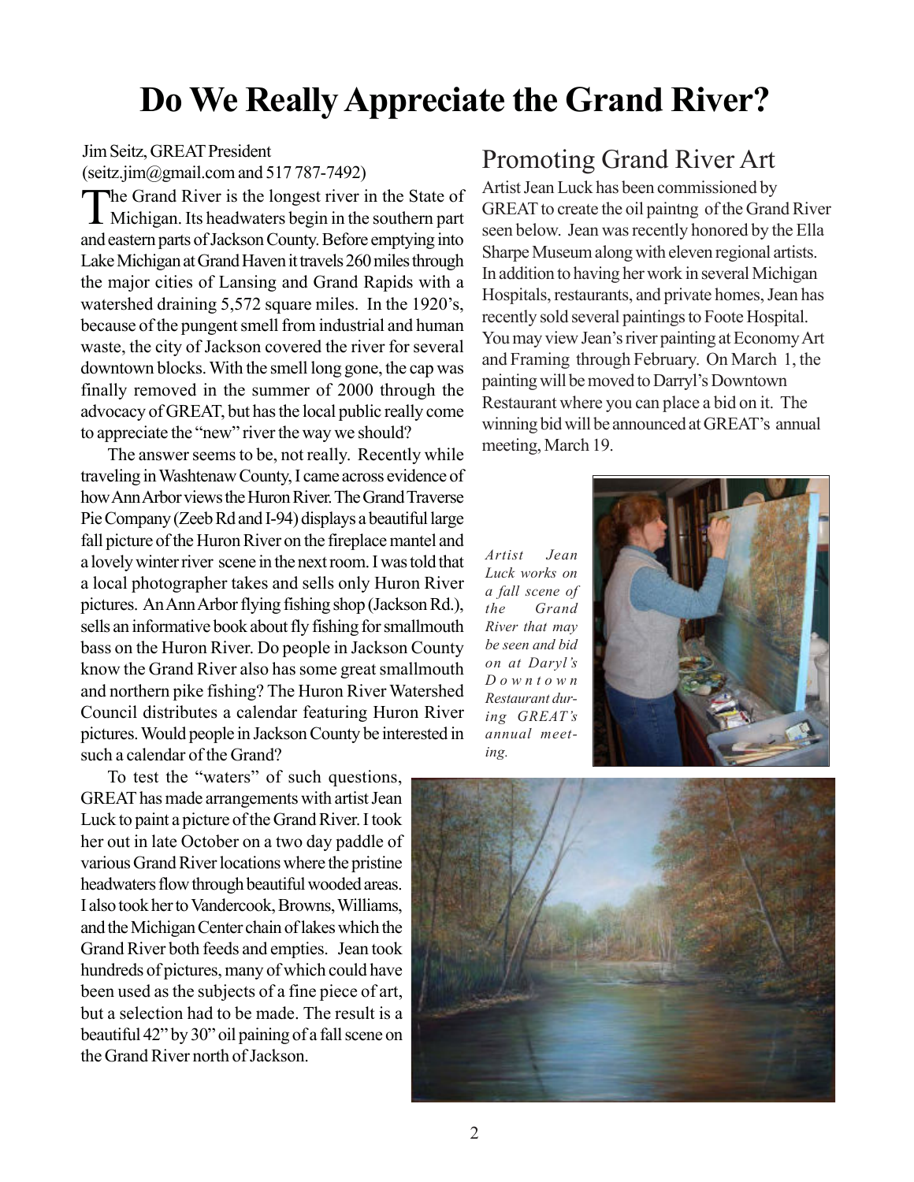# Do We Really Appreciate the Grand River?

Jim Seitz, GREAT President
(seitz.jim@gmail.com and 517 787-7492)

The Grand River is the longest river in the State of Michigan. Its headwaters begin in the southern part and eastern parts of Jackson County. Before emptying into Lake Michigan at Grand Haven it travels 260 miles through the major cities of Lansing and Grand Rapids with a watershed draining 5,572 square miles. In the 1920's, because of the pungent smell from industrial and human waste, the city of Jackson covered the river for several downtown blocks. With the smell long gone, the cap was finally removed in the summer of 2000 through the advocacy of GREAT, but has the local public really come to appreciate the "new" river the way we should?

The answer seems to be, not really. Recently while traveling in Washtenaw County, I came across evidence of how Ann Arbor views the Huron River. The Grand Traverse Pie Company (Zeeb Rd and I-94) displays a beautiful large fall picture of the Huron River on the fireplace mantel and a lovely winter river scene in the next room. I was told that a local photographer takes and sells only Huron River pictures. An Ann Arbor flying fishing shop (Jackson Rd.), sells an informative book about fly fishing for smallmouth bass on the Huron River. Do people in Jackson County know the Grand River also has some great smallmouth and northern pike fishing? The Huron River Watershed Council distributes a calendar featuring Huron River pictures. Would people in Jackson County be interested in such a calendar of the Grand?

To test the "waters" of such questions, GREAT has made arrangements with artist Jean Luck to paint a picture of the Grand River. I took her out in late October on a two day paddle of various Grand River locations where the pristine headwaters flow through beautiful wooded areas. I also took her to Vandercook, Browns, Williams, and the Michigan Center chain of lakes which the Grand River both feeds and empties. Jean took hundreds of pictures, many of which could have been used as the subjects of a fine piece of art, but a selection had to be made. The result is a beautiful 42" by 30" oil paining of a fall scene on the Grand River north of Jackson.

## Promoting Grand River Art

Artist Jean Luck has been commissioned by GREAT to create the oil paintng of the Grand River seen below. Jean was recently honored by the Ella Sharpe Museum along with eleven regional artists. In addition to having her work in several Michigan Hospitals, restaurants, and private homes, Jean has recently sold several paintings to Foote Hospital. You may view Jean's river painting at Economy Art and Framing through February. On March 1, the painting will be moved to Darryl's Downtown Restaurant where you can place a bid on it. The winning bid will be announced at GREAT's annual meeting, March 19.

*Artist Jean Luck works on a fall scene of the Grand River that may be seen and bid on at Daryl's Downtown Restaurant during GREAT's annual meeting.*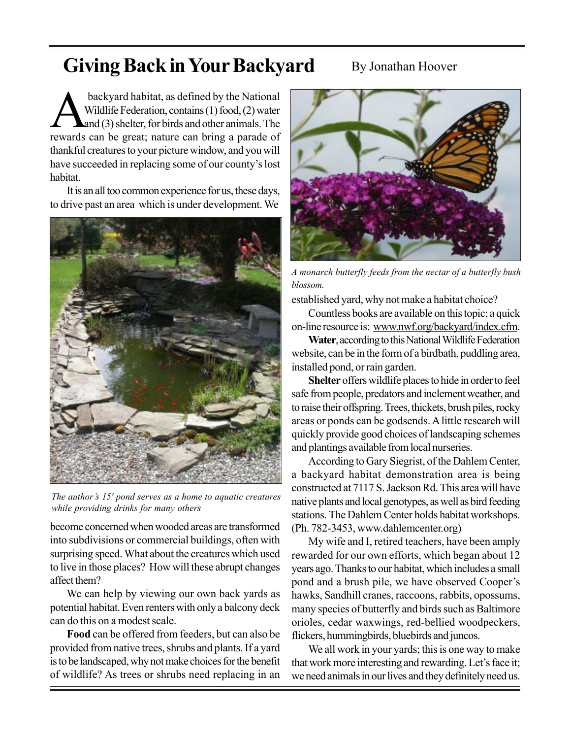# Giving Back in Your Backyard

By Jonathan Hoover

A backyard habitat, as defined by the National Wildlife Federation, contains (1) food, (2) water and (3) shelter, for birds and other animals. The rewards can be great; nature can bring a parade of thankful creatures to your picture window, and you will have succeeded in replacing some of our county's lost habitat.

It is an all too common experience for us, these days, to drive past an area which is under development. We become concerned when wooded areas are transformed into subdivisions or commercial buildings, often with surprising speed. What about the creatures which used to live in those places? How will these abrupt changes affect them?

*The author's 15' pond serves as a home to aquatic creatures while providing drinks for many others*

We can help by viewing our own back yards as potential habitat. Even renters with only a balcony deck can do this on a modest scale.

**Food** can be offered from feeders, but can also be provided from native trees, shrubs and plants. If a yard is to be landscaped, why not make choices for the benefit of wildlife? As trees or shrubs need replacing in an established yard, why not make a habitat choice?

*A monarch butterfly feeds from the nectar of a butterfly bush blossom.*

Countless books are available on this topic; a quick on-line resource is: www.nwf.org/backyard/index.cfm.

**Water**, according to this National Wildlife Federation website, can be in the form of a birdbath, puddling area, installed pond, or rain garden.

**Shelter** offers wildlife places to hide in order to feel safe from people, predators and inclement weather, and to raise their offspring. Trees, thickets, brush piles, rocky areas or ponds can be godsends. A little research will quickly provide good choices of landscaping schemes and plantings available from local nurseries.

According to Gary Siegrist, of the Dahlem Center, a backyard habitat demonstration area is being constructed at 7117 S. Jackson Rd. This area will have native plants and local genotypes, as well as bird feeding stations. The Dahlem Center holds habitat workshops. (Ph. 782-3453, www.dahlemcenter.org)

My wife and I, retired teachers, have been amply rewarded for our own efforts, which began about 12 years ago. Thanks to our habitat, which includes a small pond and a brush pile, we have observed Cooper's hawks, Sandhill cranes, raccoons, rabbits, opossums, many species of butterfly and birds such as Baltimore orioles, cedar waxwings, red-bellied woodpeckers, flickers, hummingbirds, bluebirds and juncos.

We all work in your yards; this is one way to make that work more interesting and rewarding. Let's face it; we need animals in our lives and they definitely need us.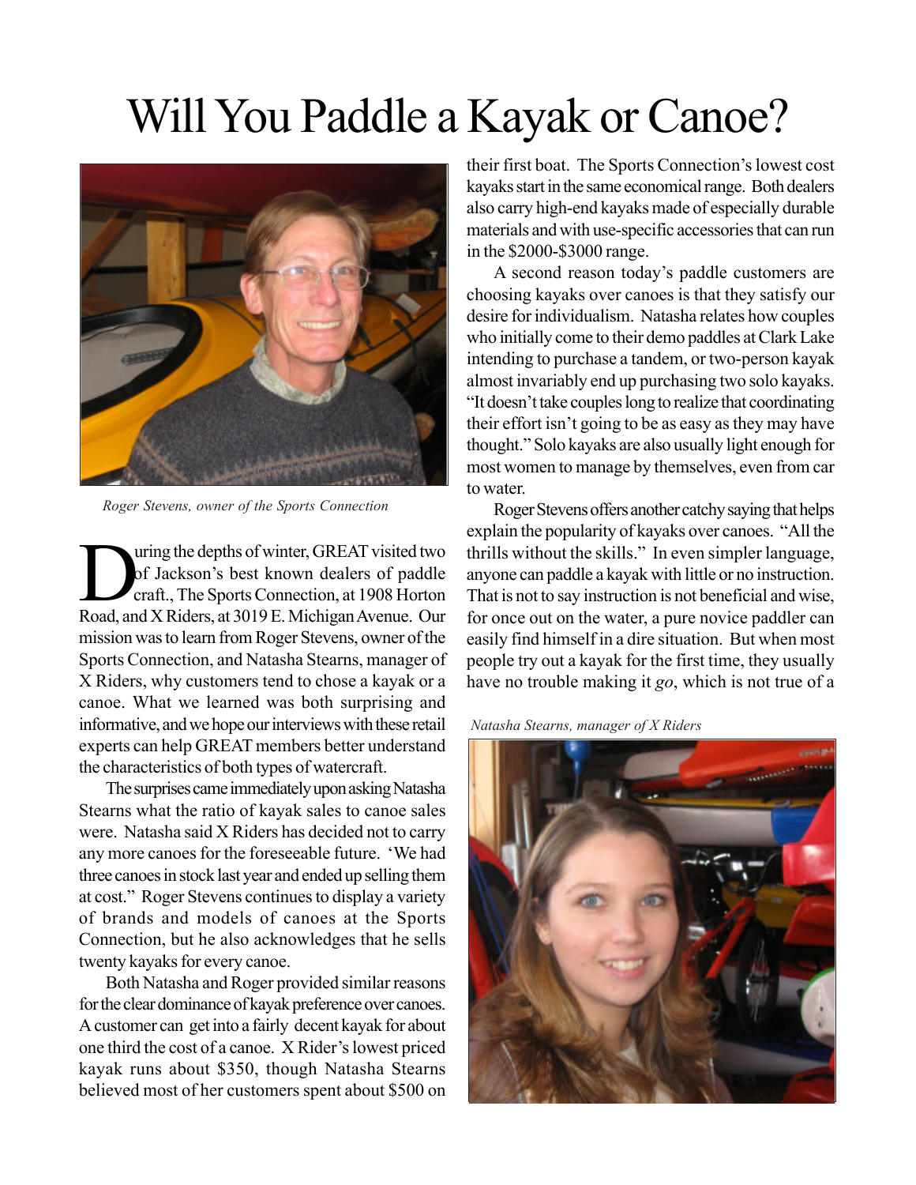# Will You Paddle a Kayak or Canoe?

*Roger Stevens, owner of the Sports Connection*

During the depths of winter, GREAT visited two of Jackson's best known dealers of paddle craft., The Sports Connection, at 1908 Horton Road, and X Riders, at 3019 E. Michigan Avenue. Our mission was to learn from Roger Stevens, owner of the Sports Connection, and Natasha Stearns, manager of X Riders, why customers tend to chose a kayak or a canoe. What we learned was both surprising and informative, and we hope our interviews with these retail experts can help GREAT members better understand the characteristics of both types of watercraft.

The surprises came immediately upon asking Natasha Stearns what the ratio of kayak sales to canoe sales were. Natasha said X Riders has decided not to carry any more canoes for the foreseeable future. 'We had three canoes in stock last year and ended up selling them at cost." Roger Stevens continues to display a variety of brands and models of canoes at the Sports Connection, but he also acknowledges that he sells twenty kayaks for every canoe.

Both Natasha and Roger provided similar reasons for the clear dominance of kayak preference over canoes. A customer can get into a fairly decent kayak for about one third the cost of a canoe. X Rider's lowest priced kayak runs about $350, though Natasha Stearns believed most of her customers spent about $500 on their first boat. The Sports Connection's lowest cost kayaks start in the same economical range. Both dealers also carry high-end kayaks made of especially durable materials and with use-specific accessories that can run in the $2000-$3000 range.

A second reason today's paddle customers are choosing kayaks over canoes is that they satisfy our desire for individualism. Natasha relates how couples who initially come to their demo paddles at Clark Lake intending to purchase a tandem, or two-person kayak almost invariably end up purchasing two solo kayaks. "It doesn't take couples long to realize that coordinating their effort isn't going to be as easy as they may have thought." Solo kayaks are also usually light enough for most women to manage by themselves, even from car to water.

Roger Stevens offers another catchy saying that helps explain the popularity of kayaks over canoes. "All the thrills without the skills." In even simpler language, anyone can paddle a kayak with little or no instruction. That is not to say instruction is not beneficial and wise, for once out on the water, a pure novice paddler can easily find himself in a dire situation. But when most people try out a kayak for the first time, they usually have no trouble making it *go*, which is not true of a

*Natasha Stearns, manager of X Riders*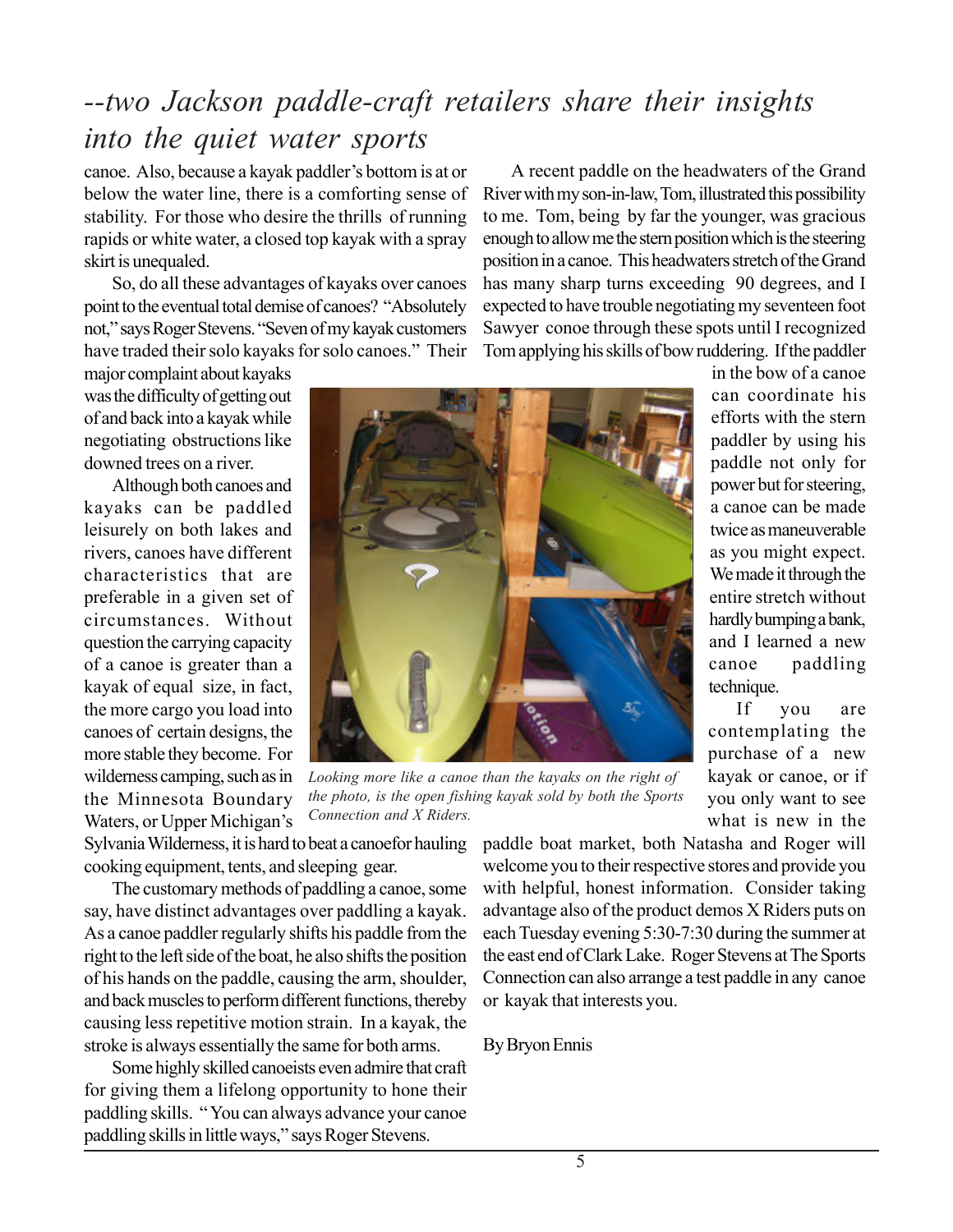# --two Jackson paddle-craft retailers share their insights into the quiet water sports

canoe. Also, because a kayak paddler's bottom is at or below the water line, there is a comforting sense of stability. For those who desire the thrills of running rapids or white water, a closed top kayak with a spray skirt is unequaled.

So, do all these advantages of kayaks over canoes point to the eventual total demise of canoes? "Absolutely not," says Roger Stevens. "Seven of my kayak customers have traded their solo kayaks for solo canoes." Their major complaint about kayaks was the difficulty of getting out of and back into a kayak while negotiating obstructions like downed trees on a river.

Although both canoes and kayaks can be paddled leisurely on both lakes and rivers, canoes have different characteristics that are preferable in a given set of circumstances. Without question the carrying capacity of a canoe is greater than a kayak of equal size, in fact, the more cargo you load into canoes of certain designs, the more stable they become. For wilderness camping, such as in the Minnesota Boundary Waters, or Upper Michigan's Sylvania Wilderness, it is hard to beat a canoefor hauling cooking equipment, tents, and sleeping gear.

The customary methods of paddling a canoe, some say, have distinct advantages over paddling a kayak. As a canoe paddler regularly shifts his paddle from the right to the left side of the boat, he also shifts the position of his hands on the paddle, causing the arm, shoulder, and back muscles to perform different functions, thereby causing less repetitive motion strain. In a kayak, the stroke is always essentially the same for both arms.

Some highly skilled canoeists even admire that craft for giving them a lifelong opportunity to hone their paddling skills. "You can always advance your canoe paddling skills in little ways," says Roger Stevens.

*Looking more like a canoe than the kayaks on the right of the photo, is the open fishing kayak sold by both the Sports Connection and X Riders.*

A recent paddle on the headwaters of the Grand River with my son-in-law, Tom, illustrated this possibility to me. Tom, being by far the younger, was gracious enough to allow me the stern position which is the steering position in a canoe. This headwaters stretch of the Grand has many sharp turns exceeding 90 degrees, and I expected to have trouble negotiating my seventeen foot Sawyer conoe through these spots until I recognized Tom applying his skills of bow ruddering. If the paddler in the bow of a canoe can coordinate his efforts with the stern paddler by using his paddle not only for power but for steering, a canoe can be made twice as maneuverable as you might expect. We made it through the entire stretch without hardly bumping a bank, and I learned a new canoe paddling technique.

If you are contemplating the purchase of a new kayak or canoe, or if you only want to see what is new in the paddle boat market, both Natasha and Roger will welcome you to their respective stores and provide you with helpful, honest information. Consider taking advantage also of the product demos X Riders puts on each Tuesday evening 5:30-7:30 during the summer at the east end of Clark Lake. Roger Stevens at The Sports Connection can also arrange a test paddle in any canoe or kayak that interests you.

By Bryon Ennis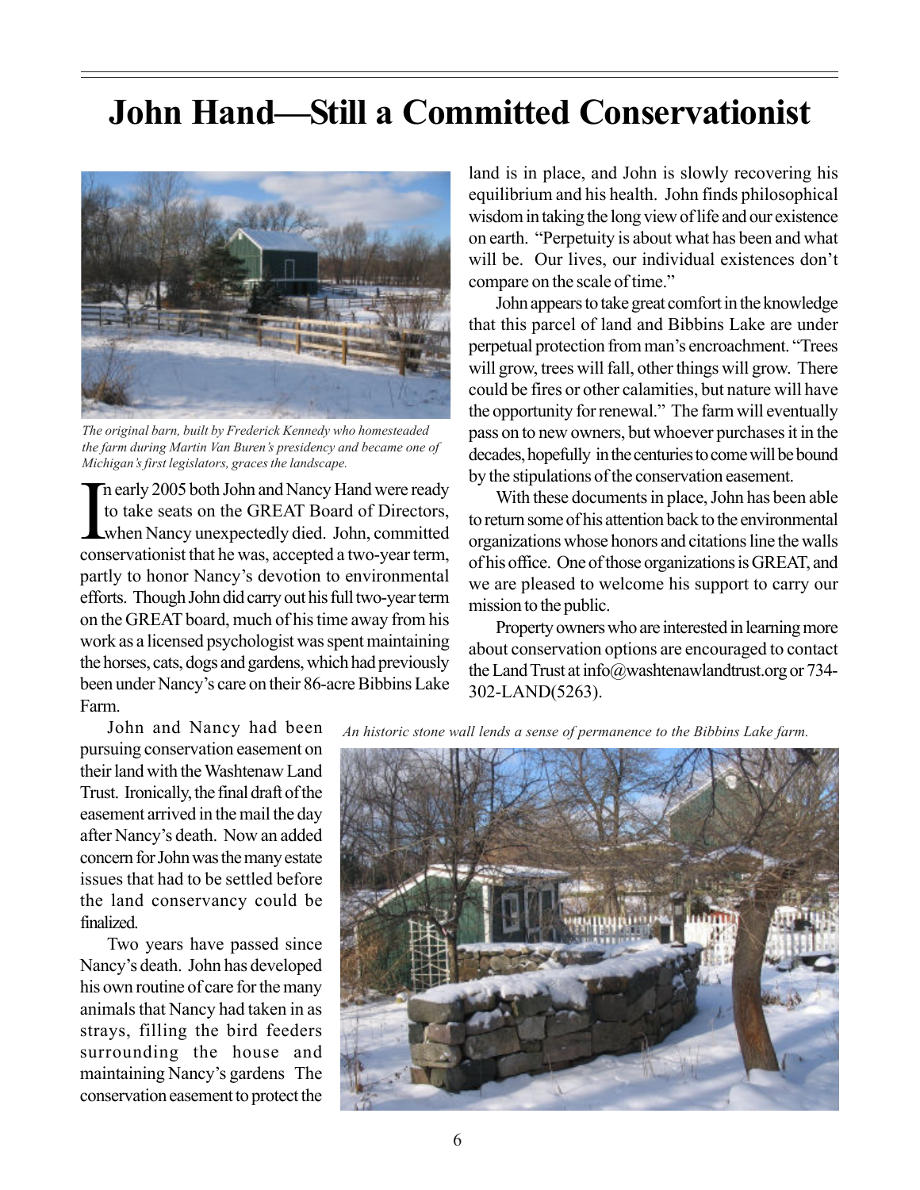# John Hand—Still a Committed Conservationist

*The original barn, built by Frederick Kennedy who homesteaded the farm during Martin Van Buren's presidency and became one of Michigan's first legislators, graces the landscape.*

In early 2005 both John and Nancy Hand were ready to take seats on the GREAT Board of Directors, when Nancy unexpectedly died. John, committed conservationist that he was, accepted a two-year term, partly to honor Nancy's devotion to environmental efforts. Though John did carry out his full two-year term on the GREAT board, much of his time away from his work as a licensed psychologist was spent maintaining the horses, cats, dogs and gardens, which had previously been under Nancy's care on their 86-acre Bibbins Lake Farm.

John and Nancy had been pursuing conservation easement on their land with the Washtenaw Land Trust. Ironically, the final draft of the easement arrived in the mail the day after Nancy's death. Now an added concern for John was the many estate issues that had to be settled before the land conservancy could be finalized.

Two years have passed since Nancy's death. John has developed his own routine of care for the many animals that Nancy had taken in as strays, filling the bird feeders surrounding the house and maintaining Nancy's gardens The conservation easement to protect the land is in place, and John is slowly recovering his equilibrium and his health. John finds philosophical wisdom in taking the long view of life and our existence on earth. "Perpetuity is about what has been and what will be. Our lives, our individual existences don't compare on the scale of time."

John appears to take great comfort in the knowledge that this parcel of land and Bibbins Lake are under perpetual protection from man's encroachment. "Trees will grow, trees will fall, other things will grow. There could be fires or other calamities, but nature will have the opportunity for renewal." The farm will eventually pass on to new owners, but whoever purchases it in the decades, hopefully in the centuries to come will be bound by the stipulations of the conservation easement.

With these documents in place, John has been able to return some of his attention back to the environmental organizations whose honors and citations line the walls of his office. One of those organizations is GREAT, and we are pleased to welcome his support to carry our mission to the public.

Property owners who are interested in learning more about conservation options are encouraged to contact the Land Trust at info@washtenawlandtrust.org or 734-302-LAND(5263).

*An historic stone wall lends a sense of permanence to the Bibbins Lake farm.*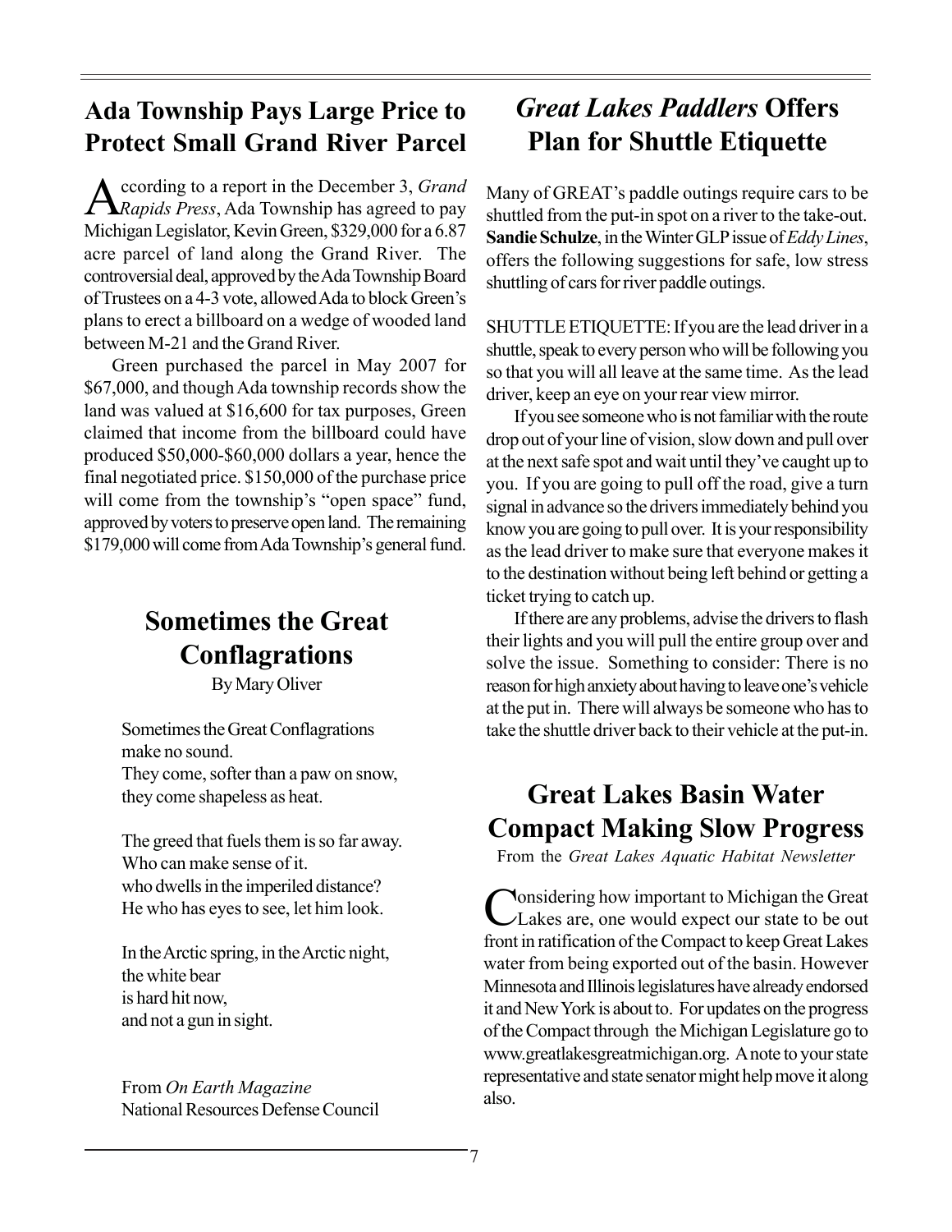## Ada Township Pays Large Price to Protect Small Grand River Parcel

According to a report in the December 3, *Grand Rapids Press*, Ada Township has agreed to pay Michigan Legislator, Kevin Green, $329,000 for a 6.87 acre parcel of land along the Grand River. The controversial deal, approved by the Ada Township Board of Trustees on a 4-3 vote, allowed Ada to block Green's plans to erect a billboard on a wedge of wooded land between M-21 and the Grand River.

Green purchased the parcel in May 2007 for $67,000, and though Ada township records show the land was valued at $16,600 for tax purposes, Green claimed that income from the billboard could have produced $50,000-$60,000 dollars a year, hence the final negotiated price. $150,000 of the purchase price will come from the township's "open space" fund, approved by voters to preserve open land. The remaining $179,000 will come from Ada Township's general fund.

## Sometimes the Great Conflagrations

By Mary Oliver

Sometimes the Great Conflagrations
make no sound.
They come, softer than a paw on snow,
they come shapeless as heat.

The greed that fuels them is so far away.
Who can make sense of it.
who dwells in the imperiled distance?
He who has eyes to see, let him look.

In the Arctic spring, in the Arctic night,
the white bear
is hard hit now,
and not a gun in sight.

From *On Earth Magazine*
National Resources Defense Council

## *Great Lakes Paddlers* Offers Plan for Shuttle Etiquette

Many of GREAT's paddle outings require cars to be shuttled from the put-in spot on a river to the take-out. **Sandie Schulze**, in the Winter GLP issue of *Eddy Lines*, offers the following suggestions for safe, low stress shuttling of cars for river paddle outings.

SHUTTLE ETIQUETTE: If you are the lead driver in a shuttle, speak to every person who will be following you so that you will all leave at the same time. As the lead driver, keep an eye on your rear view mirror.

If you see someone who is not familiar with the route drop out of your line of vision, slow down and pull over at the next safe spot and wait until they've caught up to you. If you are going to pull off the road, give a turn signal in advance so the drivers immediately behind you know you are going to pull over. It is your responsibility as the lead driver to make sure that everyone makes it to the destination without being left behind or getting a ticket trying to catch up.

If there are any problems, advise the drivers to flash their lights and you will pull the entire group over and solve the issue. Something to consider: There is no reason for high anxiety about having to leave one's vehicle at the put in. There will always be someone who has to take the shuttle driver back to their vehicle at the put-in.

## Great Lakes Basin Water Compact Making Slow Progress

From the *Great Lakes Aquatic Habitat Newsletter*

Considering how important to Michigan the Great Lakes are, one would expect our state to be out front in ratification of the Compact to keep Great Lakes water from being exported out of the basin. However Minnesota and Illinois legislatures have already endorsed it and New York is about to. For updates on the progress of the Compact through the Michigan Legislature go to www.greatlakesgreatmichigan.org. A note to your state representative and state senator might help move it along also.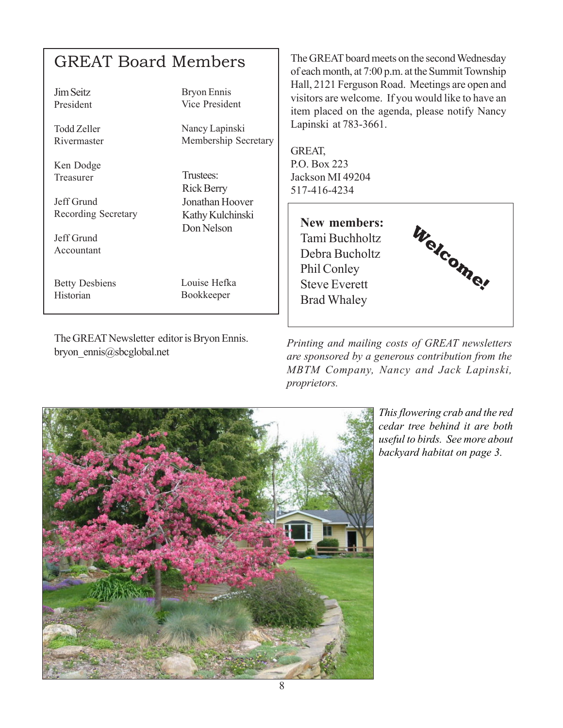# GREAT Board Members

Jim Seitz
President

Bryon Ennis
Vice President

Todd Zeller
Rivermaster

Nancy Lapinski
Membership Secretary

Ken Dodge
Treasurer

Trustees:
Rick Berry
Jonathan Hoover
Kathy Kulchinski
Don Nelson

Jeff Grund
Recording Secretary

Jeff Grund
Accountant

Betty Desbiens
Historian

Louise Hefka
Bookkeeper

The GREAT Newsletter editor is Bryon Ennis.
bryon_ennis@sbcglobal.net

The GREAT board meets on the second Wednesday of each month, at 7:00 p.m. at the Summit Township Hall, 2121 Ferguson Road. Meetings are open and visitors are welcome. If you would like to have an item placed on the agenda, please notify Nancy Lapinski at 783-3661.

GREAT,
P.O. Box 223
Jackson MI 49204
517-416-4234

**New members:**
Tami Buchholtz
Debra Bucholtz
Phil Conley
Steve Everett
Brad Whaley

Welcome!

*Printing and mailing costs of GREAT newsletters are sponsored by a generous contribution from the MBTM Company, Nancy and Jack Lapinski, proprietors.*

*This flowering crab and the red cedar tree behind it are both useful to birds. See more about backyard habitat on page 3.*